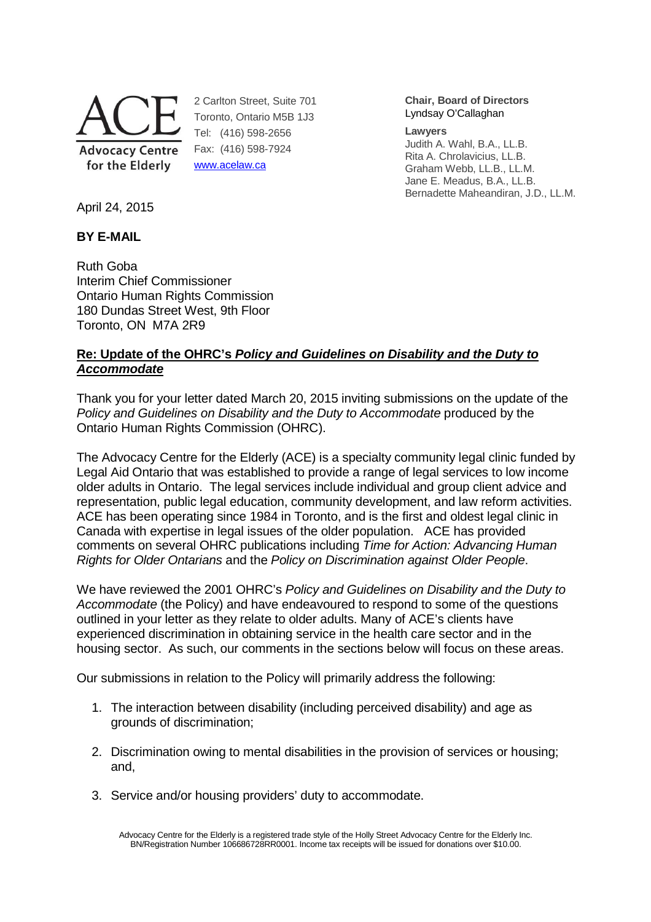**ACE**
**Advocacy Centre for the Elderly**

2 Carlton Street, Suite 701
Toronto, Ontario M5B 1J3
Tel: (416) 598-2656
Fax: (416) 598-7924
www.acelaw.ca

**Chair, Board of Directors**
Lyndsay O'Callaghan

**Lawyers**
Judith A. Wahl, B.A., LL.B.
Rita A. Chrolavicius, LL.B.
Graham Webb, LL.B., LL.M.
Jane E. Meadus, B.A., LL.B.
Bernadette Maheandiran, J.D., LL.M.

April 24, 2015

**BY E-MAIL**

Ruth Goba
Interim Chief Commissioner
Ontario Human Rights Commission
180 Dundas Street West, 9th Floor
Toronto, ON M7A 2R9

**Re: Update of the OHRC's *Policy and Guidelines on Disability and the Duty to Accommodate***

Thank you for your letter dated March 20, 2015 inviting submissions on the update of the *Policy and Guidelines on Disability and the Duty to Accommodate* produced by the Ontario Human Rights Commission (OHRC).

The Advocacy Centre for the Elderly (ACE) is a specialty community legal clinic funded by Legal Aid Ontario that was established to provide a range of legal services to low income older adults in Ontario. The legal services include individual and group client advice and representation, public legal education, community development, and law reform activities. ACE has been operating since 1984 in Toronto, and is the first and oldest legal clinic in Canada with expertise in legal issues of the older population. ACE has provided comments on several OHRC publications including *Time for Action: Advancing Human Rights for Older Ontarians* and the *Policy on Discrimination against Older People*.

We have reviewed the 2001 OHRC's *Policy and Guidelines on Disability and the Duty to Accommodate* (the Policy) and have endeavoured to respond to some of the questions outlined in your letter as they relate to older adults. Many of ACE's clients have experienced discrimination in obtaining service in the health care sector and in the housing sector. As such, our comments in the sections below will focus on these areas.

Our submissions in relation to the Policy will primarily address the following:

1. The interaction between disability (including perceived disability) and age as grounds of discrimination;

2. Discrimination owing to mental disabilities in the provision of services or housing; and,

3. Service and/or housing providers' duty to accommodate.

Advocacy Centre for the Elderly is a registered trade style of the Holly Street Advocacy Centre for the Elderly Inc. BN/Registration Number 106686728RR0001. Income tax receipts will be issued for donations over $10.00.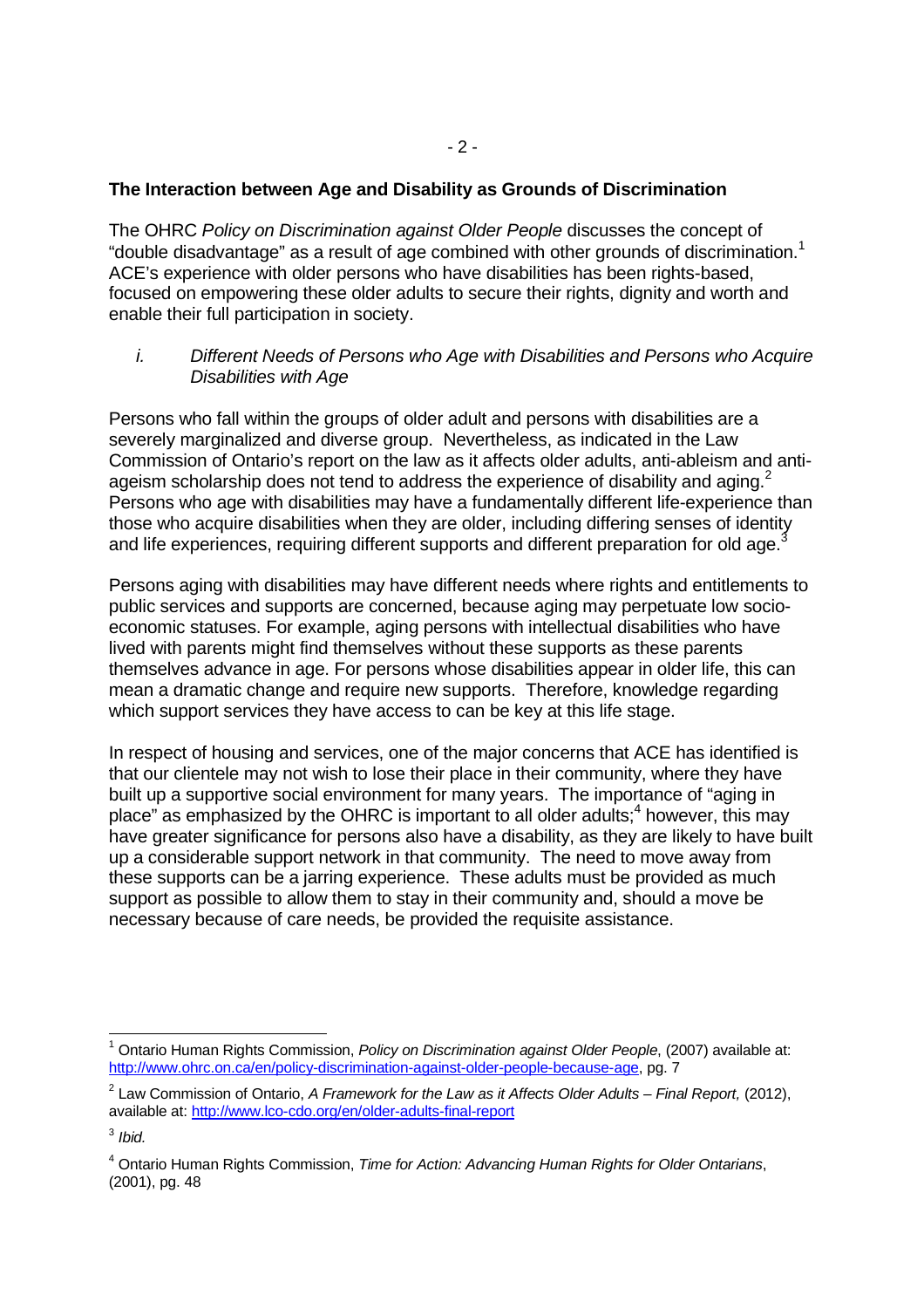**The Interaction between Age and Disability as Grounds of Discrimination**

The OHRC *Policy on Discrimination against Older People* discusses the concept of "double disadvantage" as a result of age combined with other grounds of discrimination.[1] ACE's experience with older persons who have disabilities has been rights-based, focused on empowering these older adults to secure their rights, dignity and worth and enable their full participation in society.

*i. Different Needs of Persons who Age with Disabilities and Persons who Acquire Disabilities with Age*

Persons who fall within the groups of older adult and persons with disabilities are a severely marginalized and diverse group. Nevertheless, as indicated in the Law Commission of Ontario's report on the law as it affects older adults, anti-ableism and anti-ageism scholarship does not tend to address the experience of disability and aging.[2] Persons who age with disabilities may have a fundamentally different life-experience than those who acquire disabilities when they are older, including differing senses of identity and life experiences, requiring different supports and different preparation for old age.[3]

Persons aging with disabilities may have different needs where rights and entitlements to public services and supports are concerned, because aging may perpetuate low socio-economic statuses. For example, aging persons with intellectual disabilities who have lived with parents might find themselves without these supports as these parents themselves advance in age. For persons whose disabilities appear in older life, this can mean a dramatic change and require new supports. Therefore, knowledge regarding which support services they have access to can be key at this life stage.

In respect of housing and services, one of the major concerns that ACE has identified is that our clientele may not wish to lose their place in their community, where they have built up a supportive social environment for many years. The importance of "aging in place" as emphasized by the OHRC is important to all older adults;[4] however, this may have greater significance for persons also have a disability, as they are likely to have built up a considerable support network in that community. The need to move away from these supports can be a jarring experience. These adults must be provided as much support as possible to allow them to stay in their community and, should a move be necessary because of care needs, be provided the requisite assistance.

---

[1] Ontario Human Rights Commission, *Policy on Discrimination against Older People*, (2007) available at: http://www.ohrc.on.ca/en/policy-discrimination-against-older-people-because-age, pg. 7

[2] Law Commission of Ontario, *A Framework for the Law as it Affects Older Adults – Final Report,* (2012), available at: http://www.lco-cdo.org/en/older-adults-final-report

[3] *Ibid.*

[4] Ontario Human Rights Commission, *Time for Action: Advancing Human Rights for Older Ontarians*, (2001), pg. 48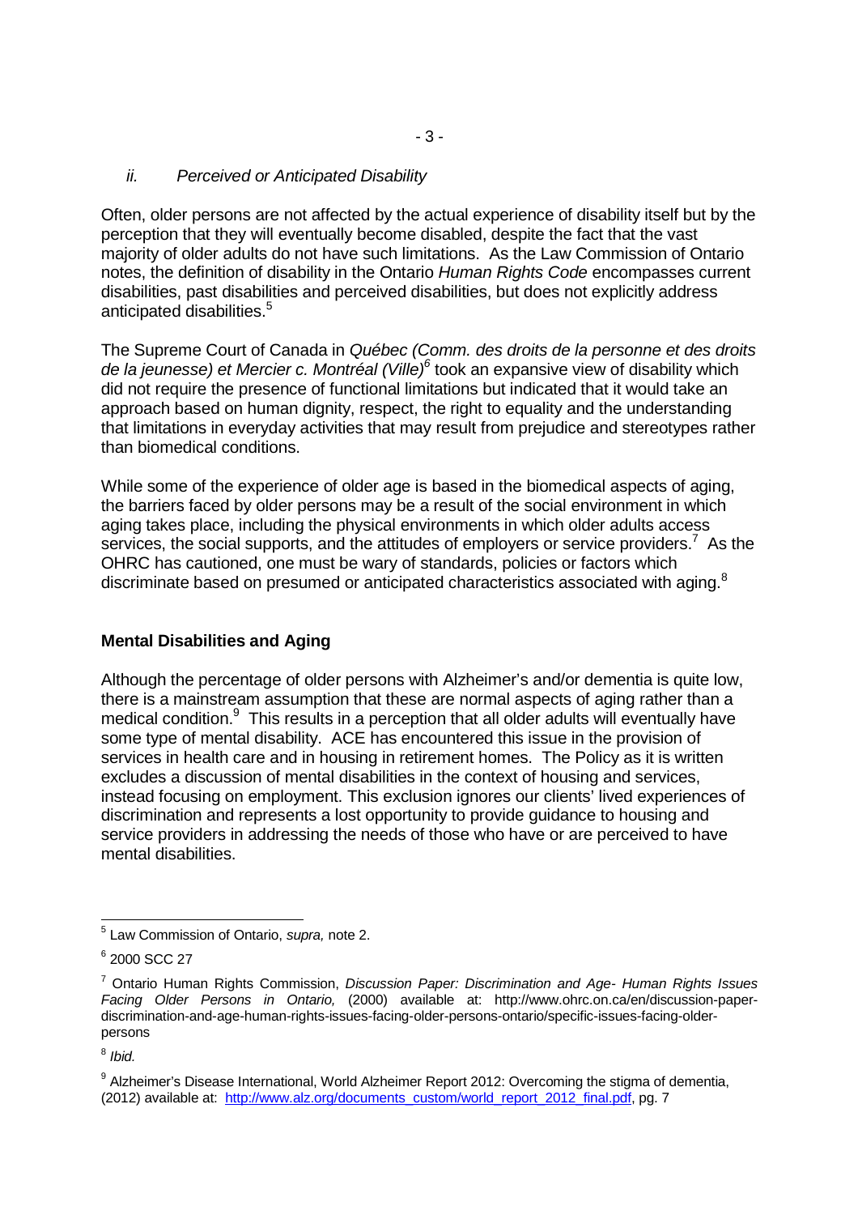*ii. Perceived or Anticipated Disability*

Often, older persons are not affected by the actual experience of disability itself but by the perception that they will eventually become disabled, despite the fact that the vast majority of older adults do not have such limitations. As the Law Commission of Ontario notes, the definition of disability in the Ontario *Human Rights Code* encompasses current disabilities, past disabilities and perceived disabilities, but does not explicitly address anticipated disabilities.[5]

The Supreme Court of Canada in *Québec (Comm. des droits de la personne et des droits de la jeunesse) et Mercier c. Montréal (Ville)*[6] took an expansive view of disability which did not require the presence of functional limitations but indicated that it would take an approach based on human dignity, respect, the right to equality and the understanding that limitations in everyday activities that may result from prejudice and stereotypes rather than biomedical conditions.

While some of the experience of older age is based in the biomedical aspects of aging, the barriers faced by older persons may be a result of the social environment in which aging takes place, including the physical environments in which older adults access services, the social supports, and the attitudes of employers or service providers.[7] As the OHRC has cautioned, one must be wary of standards, policies or factors which discriminate based on presumed or anticipated characteristics associated with aging.[8]

**Mental Disabilities and Aging**

Although the percentage of older persons with Alzheimer's and/or dementia is quite low, there is a mainstream assumption that these are normal aspects of aging rather than a medical condition.[9] This results in a perception that all older adults will eventually have some type of mental disability. ACE has encountered this issue in the provision of services in health care and in housing in retirement homes. The Policy as it is written excludes a discussion of mental disabilities in the context of housing and services, instead focusing on employment. This exclusion ignores our clients' lived experiences of discrimination and represents a lost opportunity to provide guidance to housing and service providers in addressing the needs of those who have or are perceived to have mental disabilities.

---

[5] Law Commission of Ontario, *supra,* note 2.

[6] 2000 SCC 27

[7] Ontario Human Rights Commission, *Discussion Paper: Discrimination and Age- Human Rights Issues Facing Older Persons in Ontario,* (2000) available at: http://www.ohrc.on.ca/en/discussion-paper-discrimination-and-age-human-rights-issues-facing-older-persons-ontario/specific-issues-facing-older-persons

[8] *Ibid.*

[9] Alzheimer's Disease International, World Alzheimer Report 2012: Overcoming the stigma of dementia, (2012) available at: http://www.alz.org/documents_custom/world_report_2012_final.pdf, pg. 7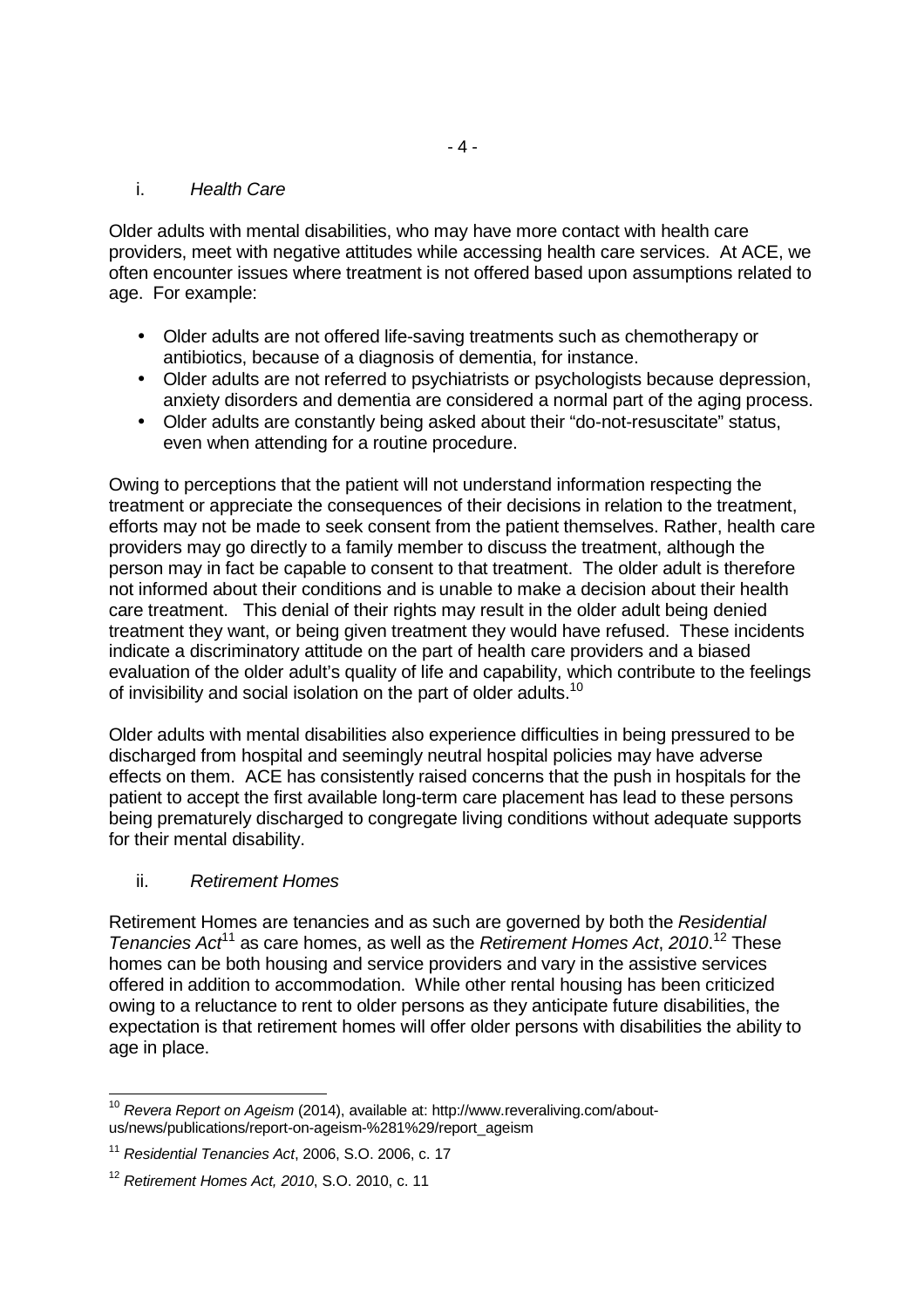### i. *Health Care*

Older adults with mental disabilities, who may have more contact with health care providers, meet with negative attitudes while accessing health care services. At ACE, we often encounter issues where treatment is not offered based upon assumptions related to age. For example:

- Older adults are not offered life-saving treatments such as chemotherapy or antibiotics, because of a diagnosis of dementia, for instance.
- Older adults are not referred to psychiatrists or psychologists because depression, anxiety disorders and dementia are considered a normal part of the aging process.
- Older adults are constantly being asked about their "do-not-resuscitate" status, even when attending for a routine procedure.

Owing to perceptions that the patient will not understand information respecting the treatment or appreciate the consequences of their decisions in relation to the treatment, efforts may not be made to seek consent from the patient themselves. Rather, health care providers may go directly to a family member to discuss the treatment, although the person may in fact be capable to consent to that treatment. The older adult is therefore not informed about their conditions and is unable to make a decision about their health care treatment. This denial of their rights may result in the older adult being denied treatment they want, or being given treatment they would have refused. These incidents indicate a discriminatory attitude on the part of health care providers and a biased evaluation of the older adult's quality of life and capability, which contribute to the feelings of invisibility and social isolation on the part of older adults.[10]

Older adults with mental disabilities also experience difficulties in being pressured to be discharged from hospital and seemingly neutral hospital policies may have adverse effects on them. ACE has consistently raised concerns that the push in hospitals for the patient to accept the first available long-term care placement has lead to these persons being prematurely discharged to congregate living conditions without adequate supports for their mental disability.

### ii. *Retirement Homes*

Retirement Homes are tenancies and as such are governed by both the *Residential Tenancies Act*[11] as care homes, as well as the *Retirement Homes Act*, *2010*.[12] These homes can be both housing and service providers and vary in the assistive services offered in addition to accommodation. While other rental housing has been criticized owing to a reluctance to rent to older persons as they anticipate future disabilities, the expectation is that retirement homes will offer older persons with disabilities the ability to age in place.

---

[10] *Revera Report on Ageism* (2014), available at: http://www.reveraliving.com/about-us/news/publications/report-on-ageism-%281%29/report_ageism

[11] *Residential Tenancies Act*, 2006, S.O. 2006, c. 17

[12] *Retirement Homes Act, 2010*, S.O. 2010, c. 11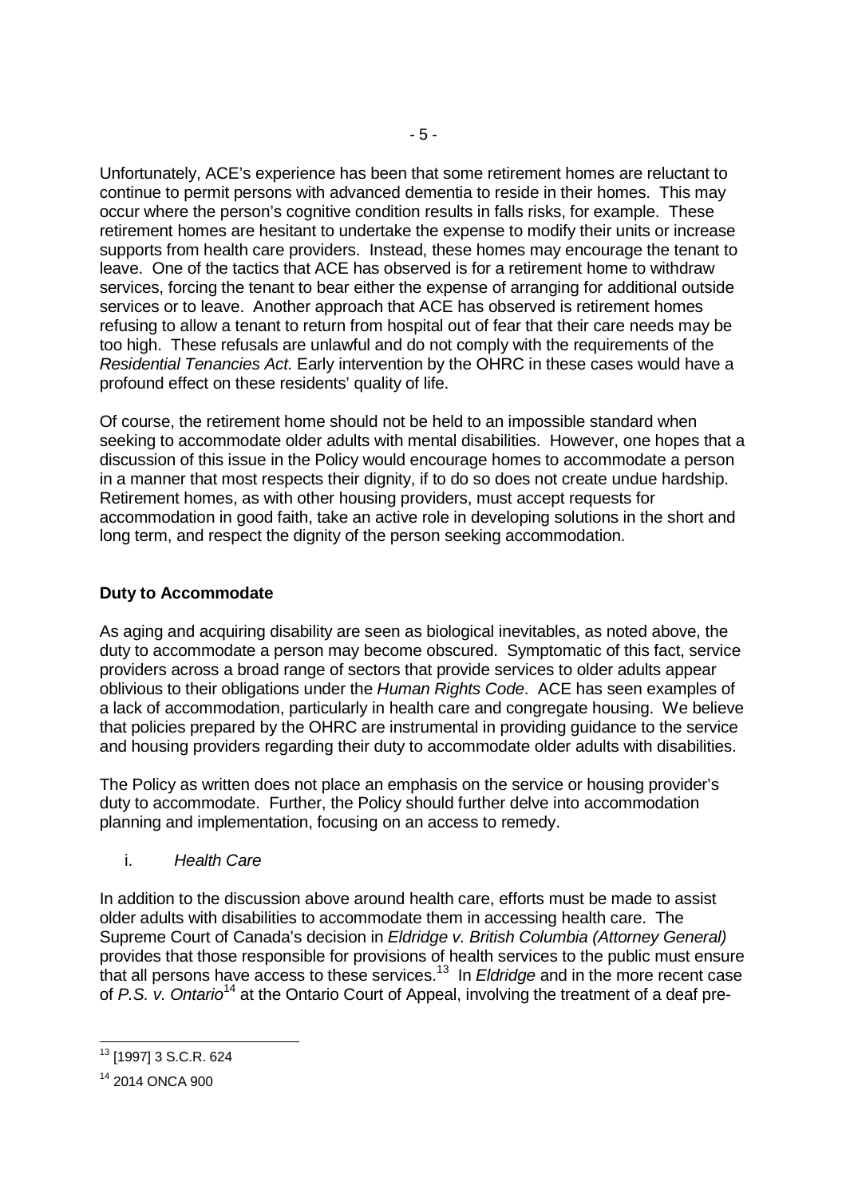Unfortunately, ACE's experience has been that some retirement homes are reluctant to continue to permit persons with advanced dementia to reside in their homes. This may occur where the person's cognitive condition results in falls risks, for example. These retirement homes are hesitant to undertake the expense to modify their units or increase supports from health care providers. Instead, these homes may encourage the tenant to leave. One of the tactics that ACE has observed is for a retirement home to withdraw services, forcing the tenant to bear either the expense of arranging for additional outside services or to leave. Another approach that ACE has observed is retirement homes refusing to allow a tenant to return from hospital out of fear that their care needs may be too high. These refusals are unlawful and do not comply with the requirements of the *Residential Tenancies Act.* Early intervention by the OHRC in these cases would have a profound effect on these residents' quality of life.

Of course, the retirement home should not be held to an impossible standard when seeking to accommodate older adults with mental disabilities. However, one hopes that a discussion of this issue in the Policy would encourage homes to accommodate a person in a manner that most respects their dignity, if to do so does not create undue hardship. Retirement homes, as with other housing providers, must accept requests for accommodation in good faith, take an active role in developing solutions in the short and long term, and respect the dignity of the person seeking accommodation.

## Duty to Accommodate

As aging and acquiring disability are seen as biological inevitables, as noted above, the duty to accommodate a person may become obscured. Symptomatic of this fact, service providers across a broad range of sectors that provide services to older adults appear oblivious to their obligations under the *Human Rights Code*. ACE has seen examples of a lack of accommodation, particularly in health care and congregate housing. We believe that policies prepared by the OHRC are instrumental in providing guidance to the service and housing providers regarding their duty to accommodate older adults with disabilities.

The Policy as written does not place an emphasis on the service or housing provider's duty to accommodate. Further, the Policy should further delve into accommodation planning and implementation, focusing on an access to remedy.

### i. *Health Care*

In addition to the discussion above around health care, efforts must be made to assist older adults with disabilities to accommodate them in accessing health care. The Supreme Court of Canada's decision in *Eldridge v. British Columbia (Attorney General)* provides that those responsible for provisions of health services to the public must ensure that all persons have access to these services.[13] In *Eldridge* and in the more recent case of *P.S. v. Ontario*[14] at the Ontario Court of Appeal, involving the treatment of a deaf pre-

[13] [1997] 3 S.C.R. 624

[14] 2014 ONCA 900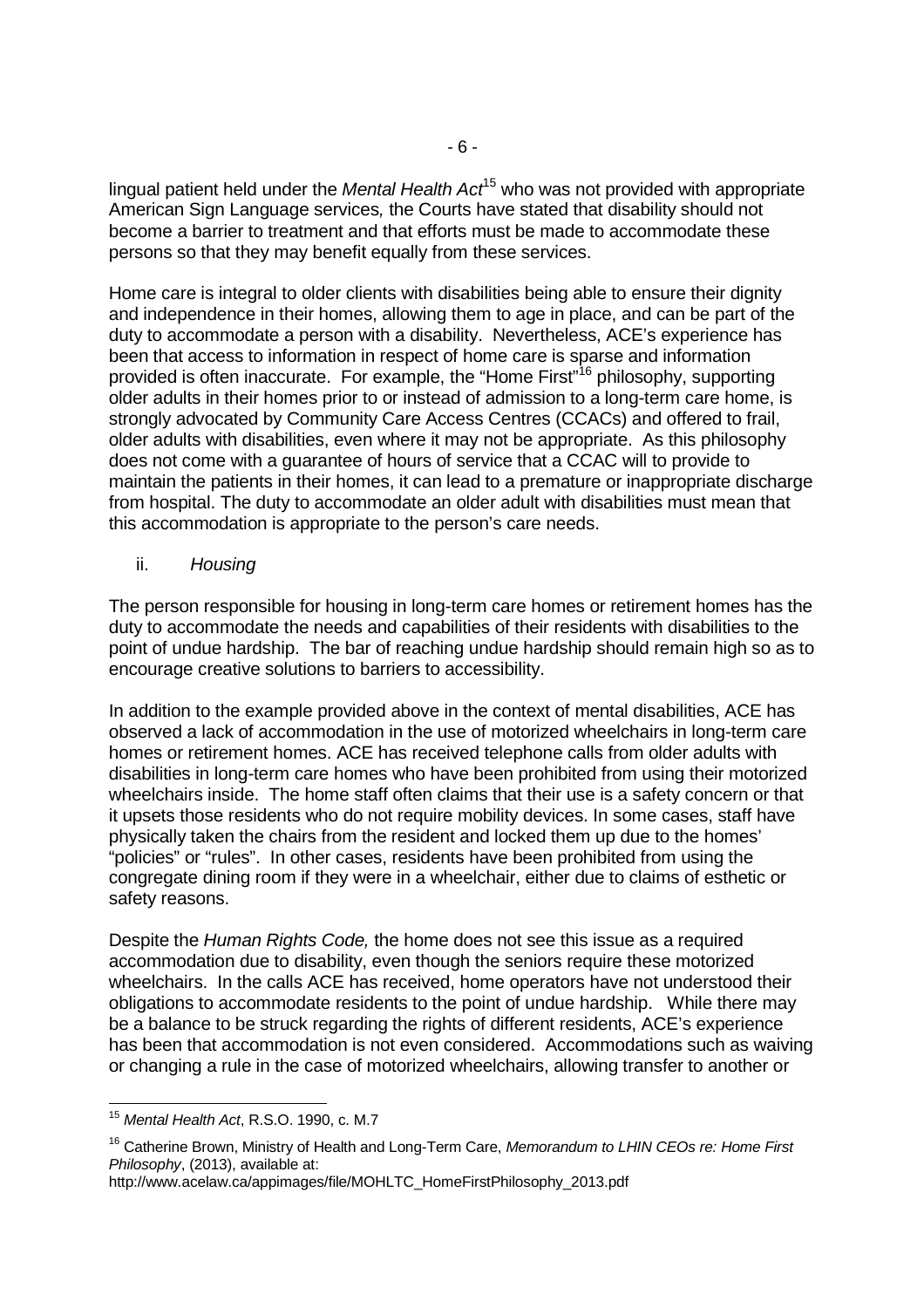lingual patient held under the *Mental Health Act*[15] who was not provided with appropriate American Sign Language services*,* the Courts have stated that disability should not become a barrier to treatment and that efforts must be made to accommodate these persons so that they may benefit equally from these services.

Home care is integral to older clients with disabilities being able to ensure their dignity and independence in their homes, allowing them to age in place, and can be part of the duty to accommodate a person with a disability. Nevertheless, ACE's experience has been that access to information in respect of home care is sparse and information provided is often inaccurate. For example, the "Home First"[16] philosophy, supporting older adults in their homes prior to or instead of admission to a long-term care home, is strongly advocated by Community Care Access Centres (CCACs) and offered to frail, older adults with disabilities, even where it may not be appropriate. As this philosophy does not come with a guarantee of hours of service that a CCAC will to provide to maintain the patients in their homes, it can lead to a premature or inappropriate discharge from hospital. The duty to accommodate an older adult with disabilities must mean that this accommodation is appropriate to the person's care needs.

ii. *Housing*

The person responsible for housing in long-term care homes or retirement homes has the duty to accommodate the needs and capabilities of their residents with disabilities to the point of undue hardship. The bar of reaching undue hardship should remain high so as to encourage creative solutions to barriers to accessibility.

In addition to the example provided above in the context of mental disabilities, ACE has observed a lack of accommodation in the use of motorized wheelchairs in long-term care homes or retirement homes. ACE has received telephone calls from older adults with disabilities in long-term care homes who have been prohibited from using their motorized wheelchairs inside. The home staff often claims that their use is a safety concern or that it upsets those residents who do not require mobility devices. In some cases, staff have physically taken the chairs from the resident and locked them up due to the homes' "policies" or "rules". In other cases, residents have been prohibited from using the congregate dining room if they were in a wheelchair, either due to claims of esthetic or safety reasons.

Despite the *Human Rights Code,* the home does not see this issue as a required accommodation due to disability, even though the seniors require these motorized wheelchairs. In the calls ACE has received, home operators have not understood their obligations to accommodate residents to the point of undue hardship. While there may be a balance to be struck regarding the rights of different residents, ACE's experience has been that accommodation is not even considered. Accommodations such as waiving or changing a rule in the case of motorized wheelchairs, allowing transfer to another or

---

[15] *Mental Health Act*, R.S.O. 1990, c. M.7

[16] Catherine Brown, Ministry of Health and Long-Term Care, *Memorandum to LHIN CEOs re: Home First Philosophy*, (2013), available at: http://www.acelaw.ca/appimages/file/MOHLTC_HomeFirstPhilosophy_2013.pdf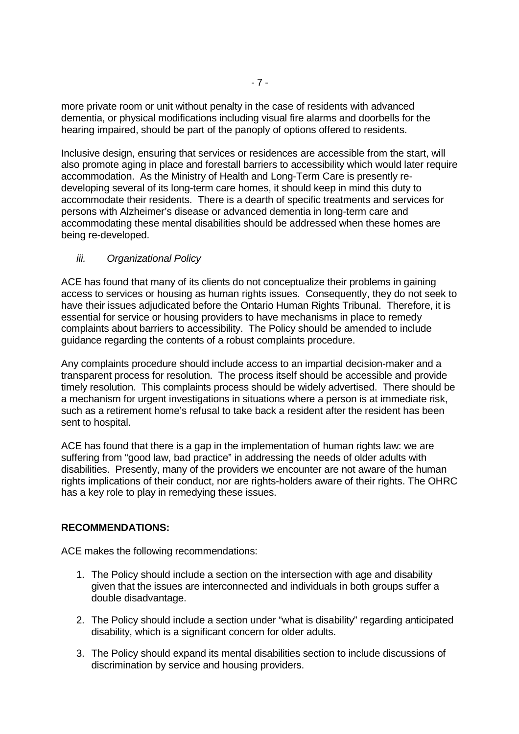more private room or unit without penalty in the case of residents with advanced dementia, or physical modifications including visual fire alarms and doorbells for the hearing impaired, should be part of the panoply of options offered to residents.

Inclusive design, ensuring that services or residences are accessible from the start, will also promote aging in place and forestall barriers to accessibility which would later require accommodation. As the Ministry of Health and Long-Term Care is presently re-developing several of its long-term care homes, it should keep in mind this duty to accommodate their residents. There is a dearth of specific treatments and services for persons with Alzheimer's disease or advanced dementia in long-term care and accommodating these mental disabilities should be addressed when these homes are being re-developed.

*iii. Organizational Policy*

ACE has found that many of its clients do not conceptualize their problems in gaining access to services or housing as human rights issues. Consequently, they do not seek to have their issues adjudicated before the Ontario Human Rights Tribunal. Therefore, it is essential for service or housing providers to have mechanisms in place to remedy complaints about barriers to accessibility. The Policy should be amended to include guidance regarding the contents of a robust complaints procedure.

Any complaints procedure should include access to an impartial decision-maker and a transparent process for resolution. The process itself should be accessible and provide timely resolution. This complaints process should be widely advertised. There should be a mechanism for urgent investigations in situations where a person is at immediate risk, such as a retirement home's refusal to take back a resident after the resident has been sent to hospital.

ACE has found that there is a gap in the implementation of human rights law: we are suffering from "good law, bad practice" in addressing the needs of older adults with disabilities. Presently, many of the providers we encounter are not aware of the human rights implications of their conduct, nor are rights-holders aware of their rights. The OHRC has a key role to play in remedying these issues.

**RECOMMENDATIONS:**

ACE makes the following recommendations:

1. The Policy should include a section on the intersection with age and disability given that the issues are interconnected and individuals in both groups suffer a double disadvantage.

2. The Policy should include a section under "what is disability" regarding anticipated disability, which is a significant concern for older adults.

3. The Policy should expand its mental disabilities section to include discussions of discrimination by service and housing providers.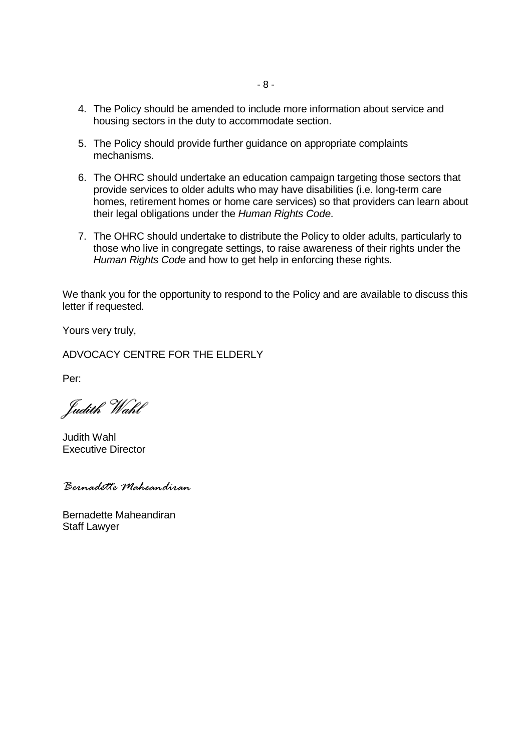4. The Policy should be amended to include more information about service and housing sectors in the duty to accommodate section.
5. The Policy should provide further guidance on appropriate complaints mechanisms.
6. The OHRC should undertake an education campaign targeting those sectors that provide services to older adults who may have disabilities (i.e. long-term care homes, retirement homes or home care services) so that providers can learn about their legal obligations under the *Human Rights Code*.
7. The OHRC should undertake to distribute the Policy to older adults, particularly to those who live in congregate settings, to raise awareness of their rights under the *Human Rights Code* and how to get help in enforcing these rights.

We thank you for the opportunity to respond to the Policy and are available to discuss this letter if requested.

Yours very truly,

ADVOCACY CENTRE FOR THE ELDERLY

Per:

*Judith Wahl*

Judith Wahl
Executive Director

*Bernadette Maheandiran*

Bernadette Maheandiran
Staff Lawyer